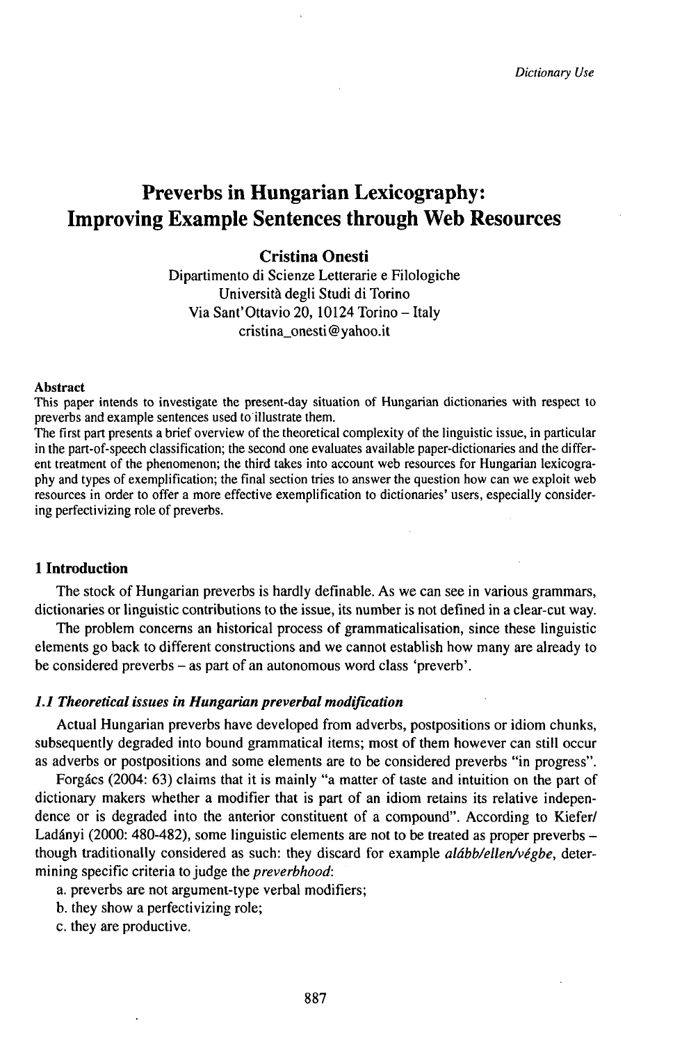# Preverbs in Hungarian Lexicography: Improving Example Sentences through Web Resources

**Cristina Onesti**

Dipartimento di Scienze Letterarie e Filologiche
Università degli Studi di Torino
Via Sant'Ottavio 20, 10124 Torino – Italy
cristina_onesti@yahoo.it

**Abstract**

This paper intends to investigate the present-day situation of Hungarian dictionaries with respect to preverbs and example sentences used to illustrate them.

The first part presents a brief overview of the theoretical complexity of the linguistic issue, in particular in the part-of-speech classification; the second one evaluates available paper-dictionaries and the different treatment of the phenomenon; the third takes into account web resources for Hungarian lexicography and types of exemplification; the final section tries to answer the question how can we exploit web resources in order to offer a more effective exemplification to dictionaries' users, especially considering perfectivizing role of preverbs.

## 1 Introduction

The stock of Hungarian preverbs is hardly definable. As we can see in various grammars, dictionaries or linguistic contributions to the issue, its number is not defined in a clear-cut way.

The problem concerns an historical process of grammaticalisation, since these linguistic elements go back to different constructions and we cannot establish how many are already to be considered preverbs – as part of an autonomous word class 'preverb'.

### *1.1 Theoretical issues in Hungarian preverbal modification*

Actual Hungarian preverbs have developed from adverbs, postpositions or idiom chunks, subsequently degraded into bound grammatical items; most of them however can still occur as adverbs or postpositions and some elements are to be considered preverbs "in progress".

Forgács (2004: 63) claims that it is mainly "a matter of taste and intuition on the part of dictionary makers whether a modifier that is part of an idiom retains its relative independence or is degraded into the anterior constituent of a compound". According to Kiefer/ Ladányi (2000: 480-482), some linguistic elements are not to be treated as proper preverbs – though traditionally considered as such: they discard for example *alább/ellen/végbe*, determining specific criteria to judge the *preverbhood*:

a. preverbs are not argument-type verbal modifiers;
b. they show a perfectivizing role;
c. they are productive.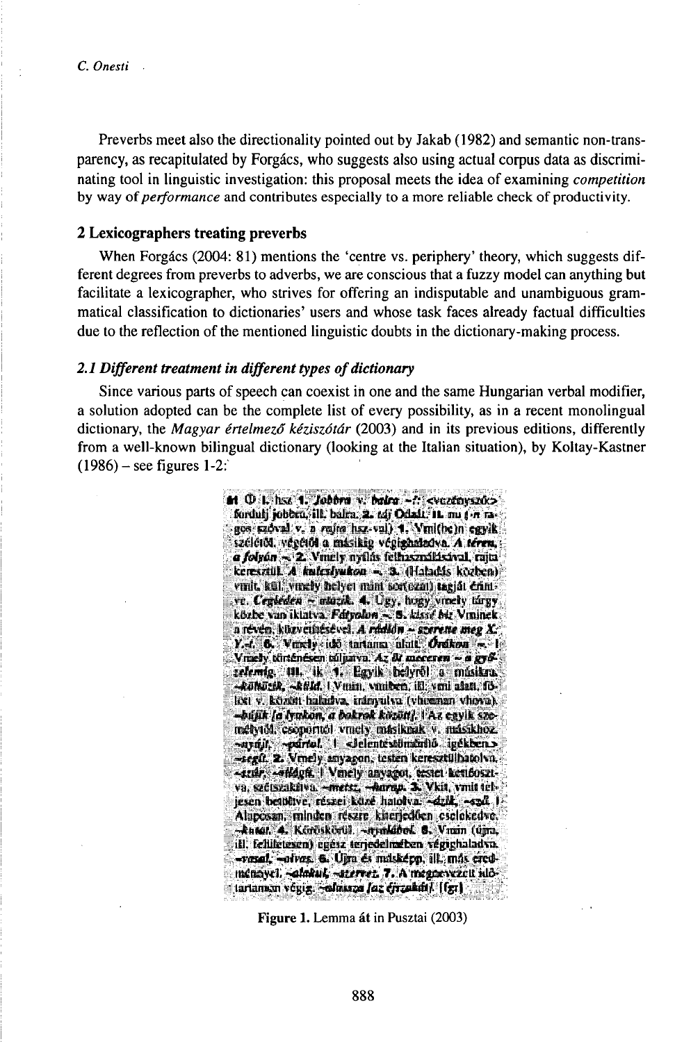Preverbs meet also the directionality pointed out by Jakab (1982) and semantic non-transparency, as recapitulated by Forgács, who suggests also using actual corpus data as discriminating tool in linguistic investigation: this proposal meets the idea of examining *competition* by way of *performance* and contributes especially to a more reliable check of productivity.

## 2 Lexicographers treating preverbs

When Forgács (2004: 81) mentions the 'centre vs. periphery' theory, which suggests different degrees from preverbs to adverbs, we are conscious that a fuzzy model can anything but facilitate a lexicographer, who strives for offering an indisputable and unambiguous grammatical classification to dictionaries' users and whose task faces already factual difficulties due to the reflection of the mentioned linguistic doubts in the dictionary-making process.

### *2.1 Different treatment in different types of dictionary*

Since various parts of speech can coexist in one and the same Hungarian verbal modifier, a solution adopted can be the complete list of every possibility, as in a recent monolingual dictionary, the *Magyar értelmező kéziszótár* (2003) and in its previous editions, differently from a well-known bilingual dictionary (looking at the Italian situation), by Koltay-Kastner (1986) – see figures 1-2:

**Figure 1.** Lemma át in Pusztai (2003)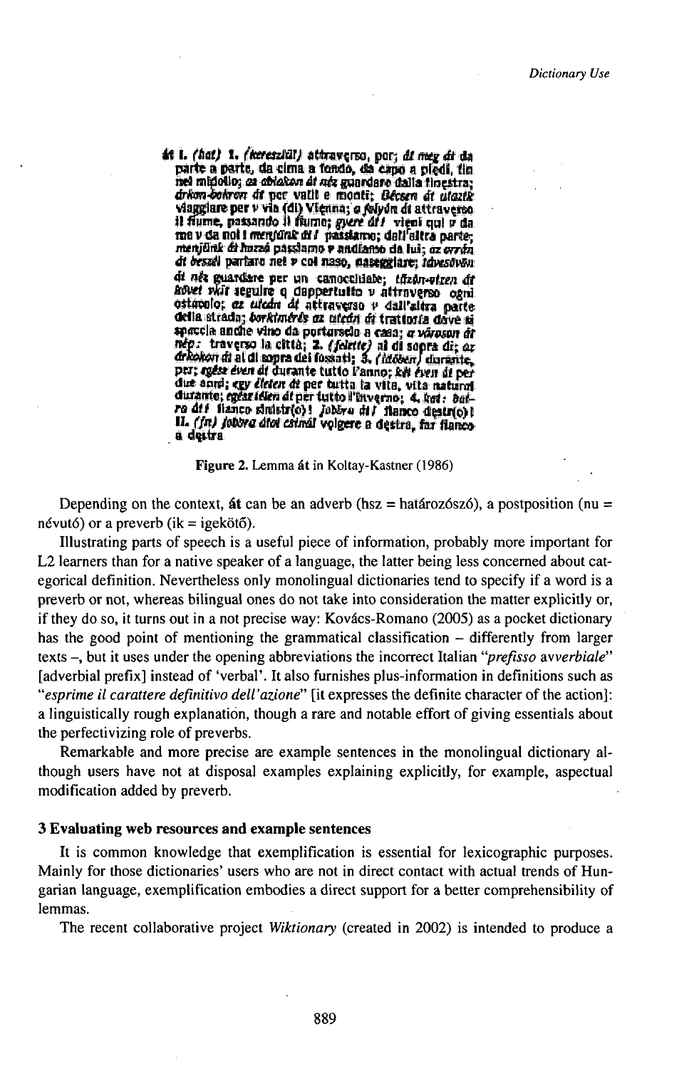**át I.** *(hat)* **1.** *(keresztül)* attraverso, per; *át meg át* da parte a parte, da cima a fondo, da capo a piedi, fin nel midollo; *az ablakon át néz* guardare dalla finestra; *árkon-bokron át* per valli e monti; *Bécsen át utazik* viaggiare per v via (di) Vienna; *a folyón át* attraverso il fiume, passando il fiume; *gyere át!* vieni qui v da me v da noi! *menjünk át!* passiamo; dall'altra parte; *menjünk át hozzá* passiamo v andiamo da lui; *az orrán át beszél* parlare nel v col naso, nasaleggiare; *távcsövön át néz* guardare per un canocchiale; *tűzön-vízen át követ vkit* seguire q dappertutto v attraverso ogni ostacolo; *az utcán át* attraverso v dall'altra parte della strada; *borkimérés az utcán át* trattoria dove si spaccia anche vino da portarsi a casa; *a városon át* nép: traverso la città; **2.** *(felette)* al di sopra di; *az árkokon át* al di sopra dei fossati; **3.** *(időben)* durante, per; *egész éven át* durante tutto l'anno; *két éven át* per due anni; *egy életen át* per tutta la vita, vita natural durante; *egész télen át* per tutto l'inverno; **4.** *kat: balra át!* fianco sinistr(o)! *jobbra át!* fianco destr(o)! **II.** *(fn) jobbra átot csinál* volgere a destra, far fianco a destra

**Figure 2.** Lemma át in Koltay-Kastner (1986)

Depending on the context, **át** can be an adverb (hsz = határozószó), a postposition (nu = névutó) or a preverb (ik = igekötő).

Illustrating parts of speech is a useful piece of information, probably more important for L2 learners than for a native speaker of a language, the latter being less concerned about categorical definition. Nevertheless only monolingual dictionaries tend to specify if a word is a preverb or not, whereas bilingual ones do not take into consideration the matter explicitly or, if they do so, it turns out in a not precise way: Kovács-Romano (2005) as a pocket dictionary has the good point of mentioning the grammatical classification – differently from larger texts –, but it uses under the opening abbreviations the incorrect Italian "*prefisso avverbiale*" [adverbial prefix] instead of 'verbal'. It also furnishes plus-information in definitions such as "*esprime il carattere definitivo dell'azione*" [it expresses the definite character of the action]: a linguistically rough explanation, though a rare and notable effort of giving essentials about the perfectivizing role of preverbs.

Remarkable and more precise are example sentences in the monolingual dictionary although users have not at disposal examples explaining explicitly, for example, aspectual modification added by preverb.

### 3 Evaluating web resources and example sentences

It is common knowledge that exemplification is essential for lexicographic purposes. Mainly for those dictionaries' users who are not in direct contact with actual trends of Hungarian language, exemplification embodies a direct support for a better comprehensibility of lemmas.

The recent collaborative project *Wiktionary* (created in 2002) is intended to produce a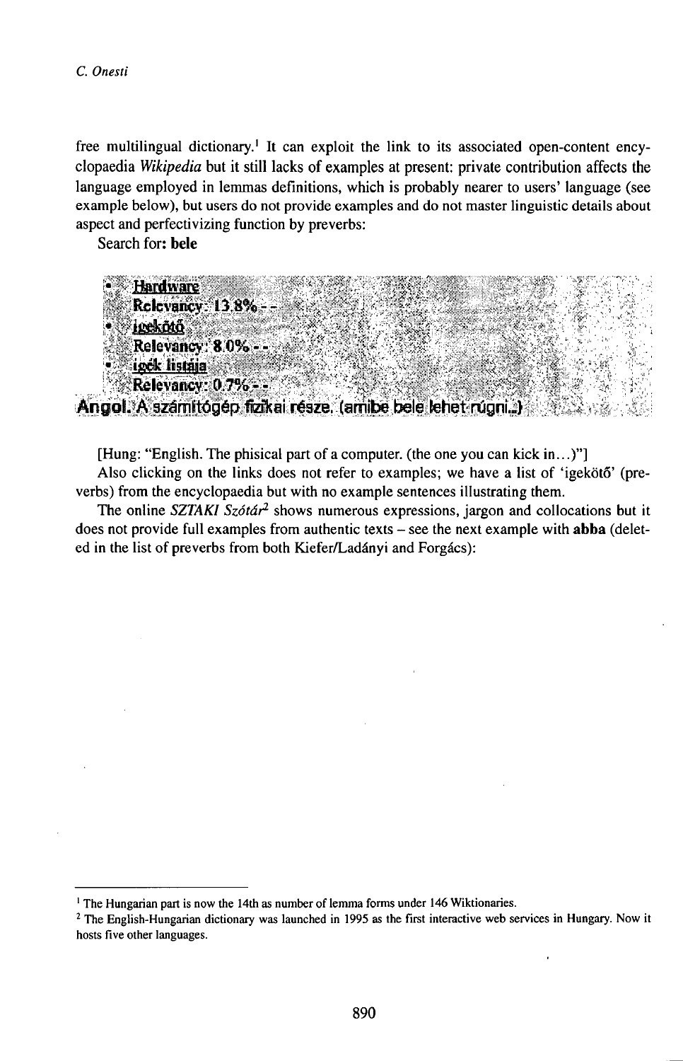free multilingual dictionary.[1] It can exploit the link to its associated open-content encyclopaedia *Wikipedia* but it still lacks of examples at present: private contribution affects the language employed in lemmas definitions, which is probably nearer to users' language (see example below), but users do not provide examples and do not master linguistic details about aspect and perfectivizing function by preverbs:

Search for: **bele**

- Hardware
  Relevancy: 13.8% - -
- igekötő
  Relevancy: 8.0% - -
- igék listája
  Relevancy: 0.7% - -

Angol. A számítógép fizikai része. (amibe bele lehet rúgni...)

[Hung: "English. The phisical part of a computer. (the one you can kick in...)"]

Also clicking on the links does not refer to examples; we have a list of 'igekötő' (preverbs) from the encyclopaedia but with no example sentences illustrating them.

The online *SZTAKI Szótár*[2] shows numerous expressions, jargon and collocations but it does not provide full examples from authentic texts – see the next example with **abba** (deleted in the list of preverbs from both Kiefer/Ladányi and Forgács):

---

[1] The Hungarian part is now the 14th as number of lemma forms under 146 Wiktionaries.

[2] The English-Hungarian dictionary was launched in 1995 as the first interactive web services in Hungary. Now it hosts five other languages.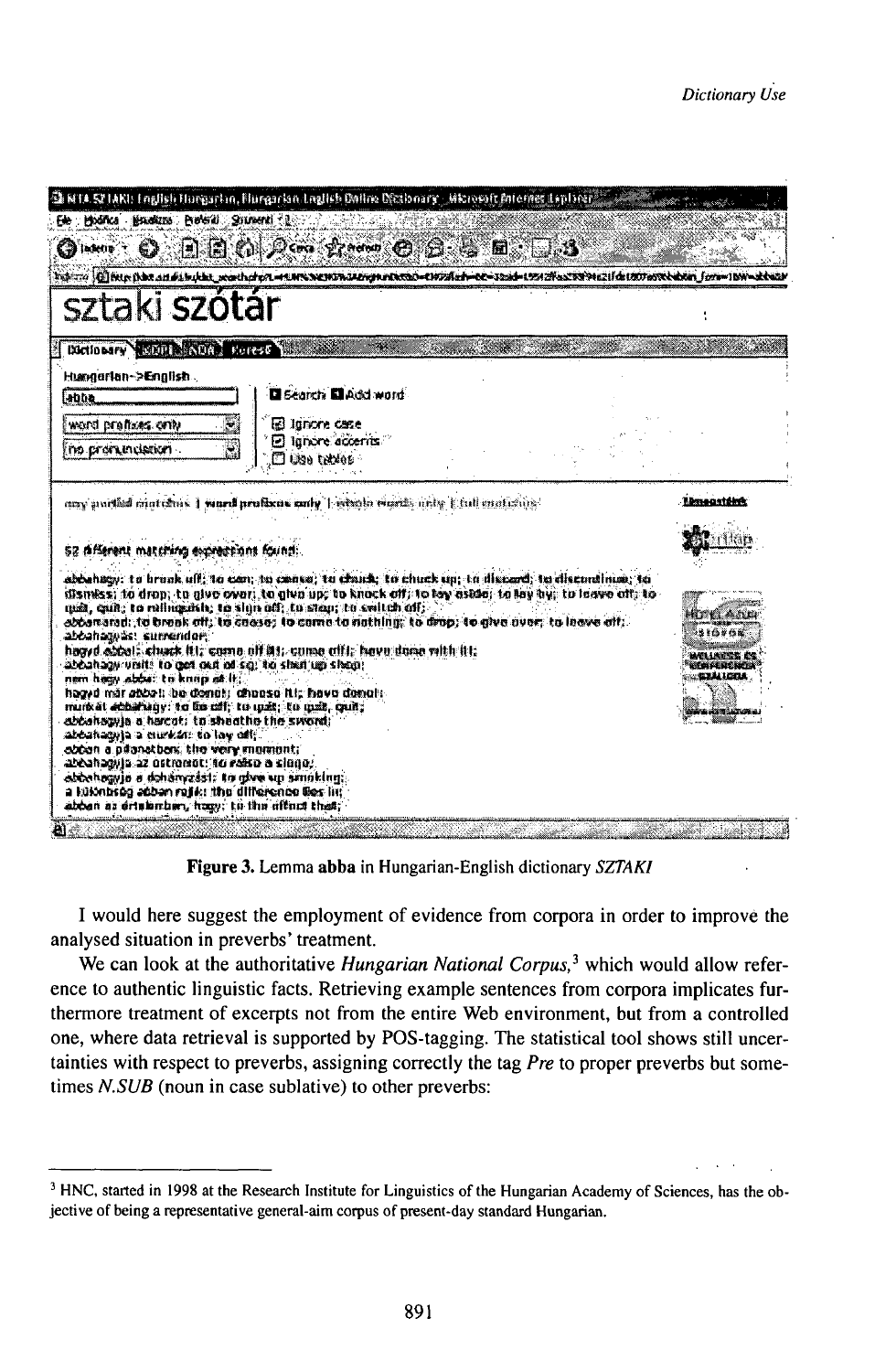**Figure 3.** Lemma **abba** in Hungarian-English dictionary *SZTAKI*

I would here suggest the employment of evidence from corpora in order to improve the analysed situation in preverbs' treatment.

We can look at the authoritative *Hungarian National Corpus*,[3] which would allow reference to authentic linguistic facts. Retrieving example sentences from corpora implicates furthermore treatment of excerpts not from the entire Web environment, but from a controlled one, where data retrieval is supported by POS-tagging. The statistical tool shows still uncertainties with respect to preverbs, assigning correctly the tag *Pre* to proper preverbs but sometimes *N.SUB* (noun in case sublative) to other preverbs:

[3] HNC, started in 1998 at the Research Institute for Linguistics of the Hungarian Academy of Sciences, has the objective of being a representative general-aim corpus of present-day standard Hungarian.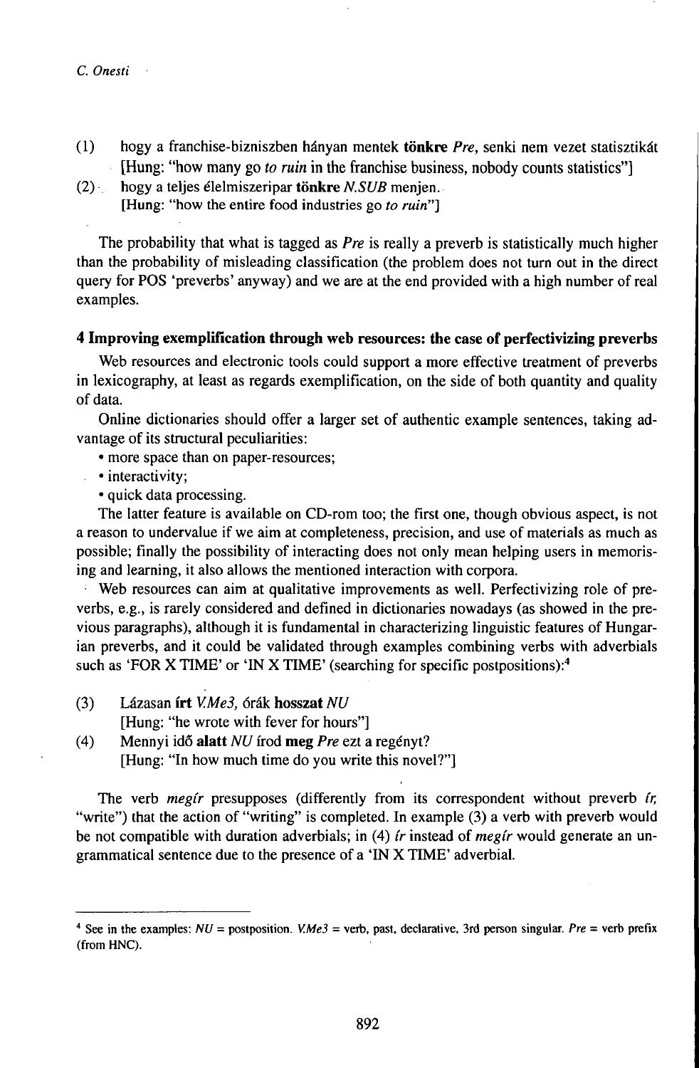(1) hogy a franchise-bizniszben hányan mentek **tönkre** *Pre*, senki nem vezet statisztikát
[Hung: "how many go *to ruin* in the franchise business, nobody counts statistics"]

(2) hogy a teljes élelmiszeripar **tönkre** *N.SUB* menjen.
[Hung: "how the entire food industries go *to ruin*"]

The probability that what is tagged as *Pre* is really a preverb is statistically much higher than the probability of misleading classification (the problem does not turn out in the direct query for POS 'preverbs' anyway) and we are at the end provided with a high number of real examples.

## 4 Improving exemplification through web resources: the case of perfectivizing preverbs

Web resources and electronic tools could support a more effective treatment of preverbs in lexicography, at least as regards exemplification, on the side of both quantity and quality of data.

Online dictionaries should offer a larger set of authentic example sentences, taking advantage of its structural peculiarities:

- more space than on paper-resources;
- interactivity;
- quick data processing.

The latter feature is available on CD-rom too; the first one, though obvious aspect, is not a reason to undervalue if we aim at completeness, precision, and use of materials as much as possible; finally the possibility of interacting does not only mean helping users in memorising and learning, it also allows the mentioned interaction with corpora.

Web resources can aim at qualitative improvements as well. Perfectivizing role of preverbs, e.g., is rarely considered and defined in dictionaries nowadays (as showed in the previous paragraphs), although it is fundamental in characterizing linguistic features of Hungarian preverbs, and it could be validated through examples combining verbs with adverbials such as 'FOR X TIME' or 'IN X TIME' (searching for specific postpositions):[4]

(3) Lázasan **írt** *V.Me3*, órák **hosszat** *NU*
[Hung: "he wrote with fever for hours"]

(4) Mennyi idő **alatt** *NU* írod **meg** *Pre* ezt a regényt?
[Hung: "In how much time do you write this novel?"]

The verb *megír* presupposes (differently from its correspondent without preverb *ír*, "write") that the action of "writing" is completed. In example (3) a verb with preverb would be not compatible with duration adverbials; in (4) *ír* instead of *megír* would generate an ungrammatical sentence due to the presence of a 'IN X TIME' adverbial.

---

[4] See in the examples: *NU* = postposition. *V.Me3* = verb, past, declarative, 3rd person singular. *Pre* = verb prefix (from HNC).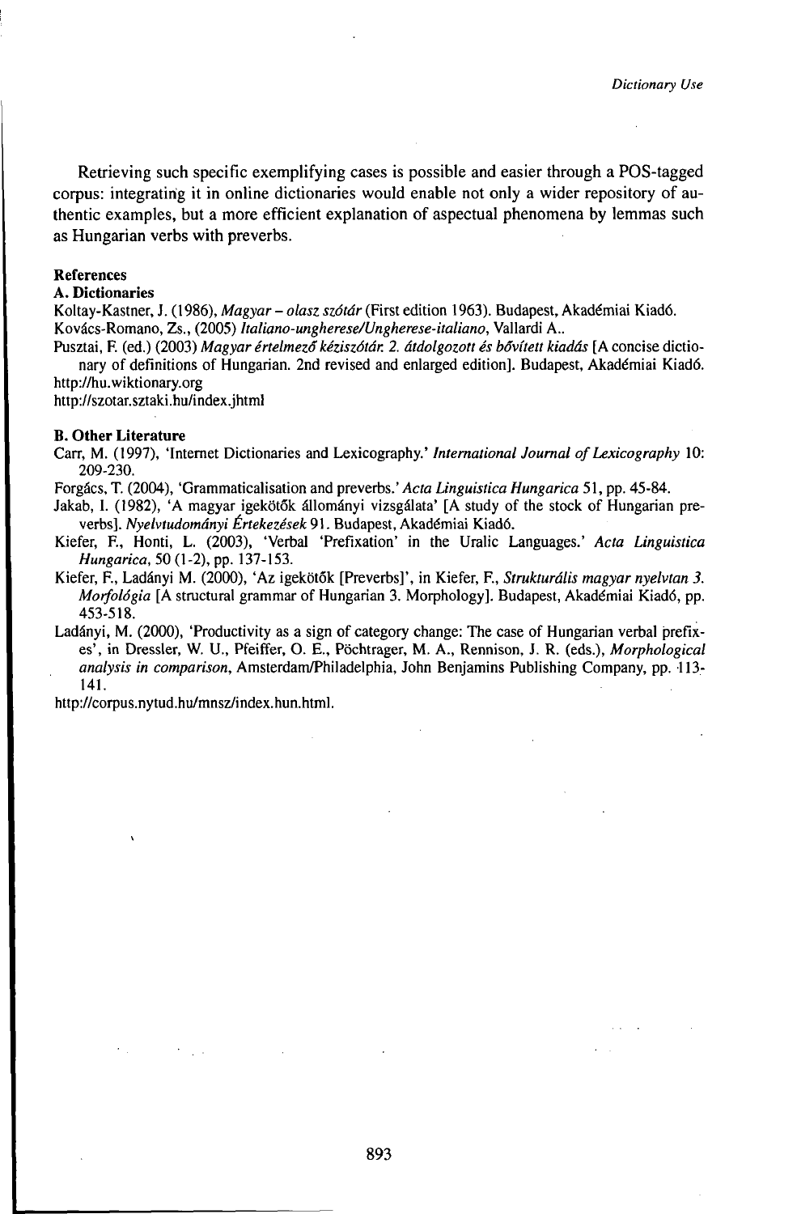Retrieving such specific exemplifying cases is possible and easier through a POS-tagged corpus: integrating it in online dictionaries would enable not only a wider repository of authentic examples, but a more efficient explanation of aspectual phenomena by lemmas such as Hungarian verbs with preverbs.

## References

### A. Dictionaries

Koltay-Kastner, J. (1986), *Magyar – olasz szótár* (First edition 1963). Budapest, Akadémiai Kiadó.

Kovács-Romano, Zs., (2005) *Italiano-ungherese/Ungherese-italiano*, Vallardi A..

Pusztai, F. (ed.) (2003) *Magyar értelmező kéziszótár. 2. átdolgozott és bővített kiadás* [A concise dictionary of definitions of Hungarian. 2nd revised and enlarged edition]. Budapest, Akadémiai Kiadó.

http://hu.wiktionary.org

http://szotar.sztaki.hu/index.jhtml

### B. Other Literature

Carr, M. (1997), 'Internet Dictionaries and Lexicography.' *International Journal of Lexicography* 10: 209-230.

Forgács, T. (2004), 'Grammaticalisation and preverbs.' *Acta Linguistica Hungarica* 51, pp. 45-84.

Jakab, I. (1982), 'A magyar igekötők állományi vizsgálata' [A study of the stock of Hungarian preverbs]. *Nyelvtudományi Értekezések* 91. Budapest, Akadémiai Kiadó.

Kiefer, F., Honti, L. (2003), 'Verbal 'Prefixation' in the Uralic Languages.' *Acta Linguistica Hungarica*, 50 (1-2), pp. 137-153.

Kiefer, F., Ladányi M. (2000), 'Az igekötők [Preverbs]', in Kiefer, F., *Strukturális magyar nyelvtan 3. Morfológia* [A structural grammar of Hungarian 3. Morphology]. Budapest, Akadémiai Kiadó, pp. 453-518.

Ladányi, M. (2000), 'Productivity as a sign of category change: The case of Hungarian verbal prefixes', in Dressler, W. U., Pfeiffer, O. E., Pöchtrager, M. A., Rennison, J. R. (eds.), *Morphological analysis in comparison*, Amsterdam/Philadelphia, John Benjamins Publishing Company, pp. 113-141.

http://corpus.nytud.hu/mnsz/index.hun.html.